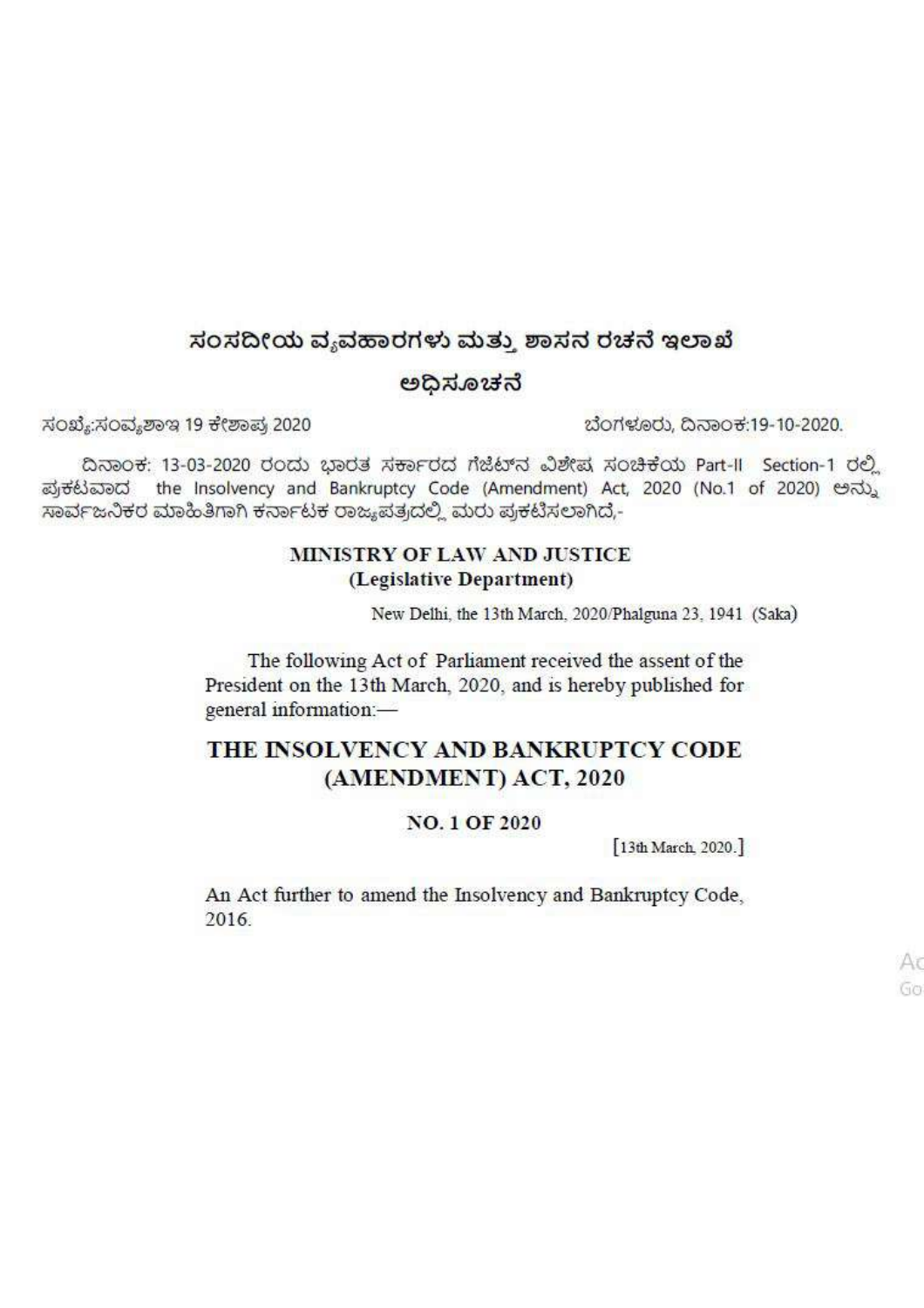# ಸಂಸದೀಯ ವ್ಯವಹಾರಗಳು ಮತ್ತು ಶಾಸನ ರಚನೆ ಇಲಾಖೆ

## ಅಧಿಸೂಚನೆ

ಸಂಖ್ಯೆ:ಸಂವ್ಯಶಾಇ 19 ಕೇಶಾಪ್ರ 2020 ಬೆಂಗಳೂರು, ದಿನಾಂಕ:19-10-2020.

ದಿನಾಂಕ: 13-03-2020 ರಂದು ಭಾರತ ಸರ್ಕಾರದ ಗೆಜೆಟ್‌ನ ವಿಶೇಷ ಸಂಚಿಕೆಯ Part-II Section-1 ರಲ್ಲಿ ಪ್ರಕಟವಾದ the Insolvency and Bankruptcy Code (Amendment) Act, 2020 (No.1 of 2020) ಅನ್ನು ಸಾರ್ವಜನಿಕರ ಮಾಹಿತಿಗಾಗಿ ಕರ್ನಾಟಕ ರಾಜ್ಯಪತ್ರದಲ್ಲಿ ಮರು ಪ್ರಕಟಿಸಲಾಗಿದೆ,-

**MINISTRY OF LAW AND JUSTICE**
**(Legislative Department)**

New Delhi, the 13th March, 2020/Phalguna 23, 1941 (Saka)

The following Act of Parliament received the assent of the President on the 13th March, 2020, and is hereby published for general information:—

# THE INSOLVENCY AND BANKRUPTCY CODE (AMENDMENT) ACT, 2020

**NO. 1 OF 2020**

[13th March, 2020.]

An Act further to amend the Insolvency and Bankruptcy Code, 2016.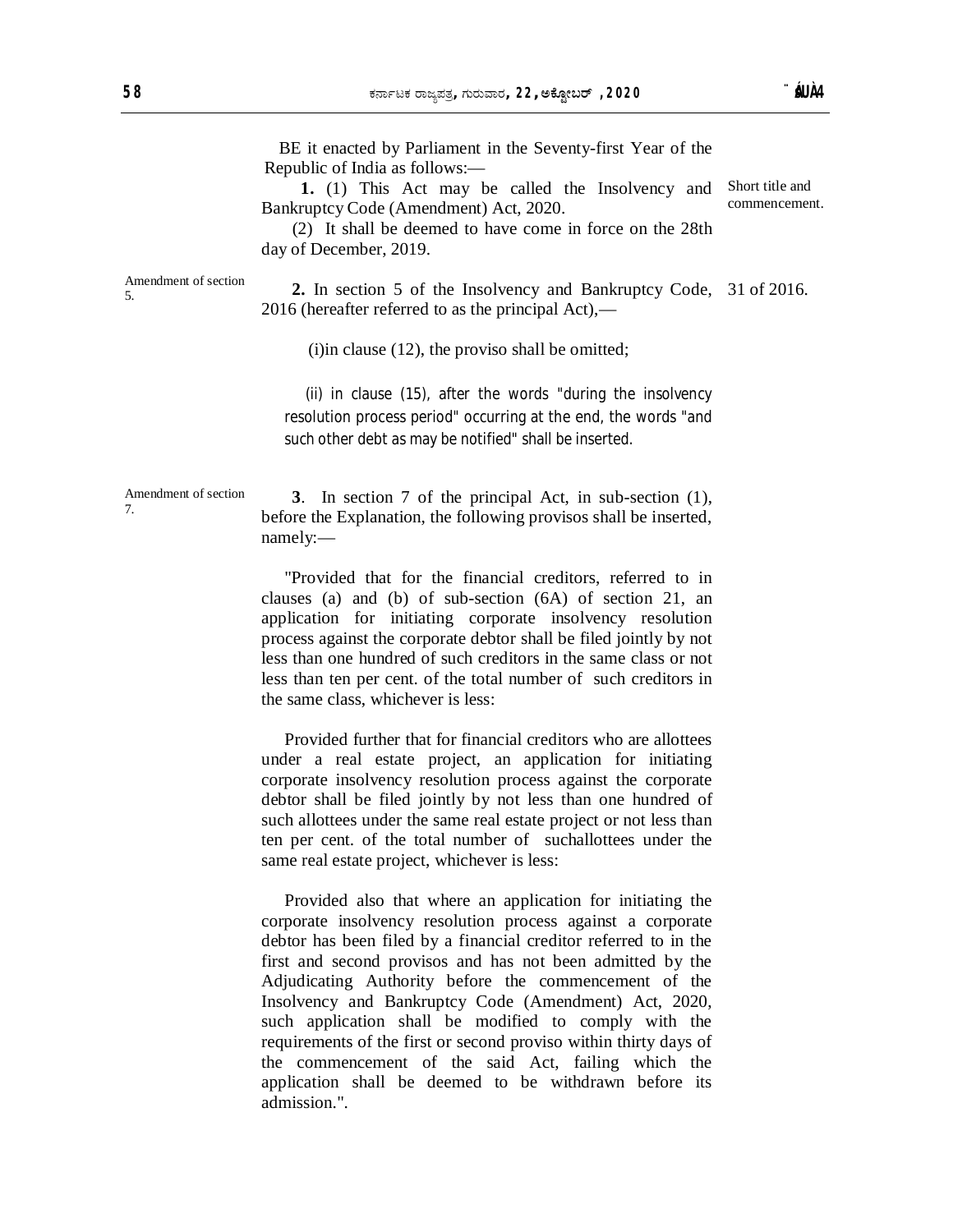BE it enacted by Parliament in the Seventy-first Year of the Republic of India as follows:—

**1.** (1) This Act may be called the Insolvency and Bankruptcy Code (Amendment) Act, 2020. *Short title and commencement.*

(2) It shall be deemed to have come in force on the 28th day of December, 2019.

*Amendment of section 5.*

**2.** In section 5 of the Insolvency and Bankruptcy Code, 2016 (hereafter referred to as the principal Act),— *31 of 2016.*

(i) in clause (12), the proviso shall be omitted;

(ii) in clause (15), after the words "during the insolvency resolution process period" occurring at the end, the words "and such other debt as may be notified" shall be inserted.

*Amendment of section 7.*

**3**. In section 7 of the principal Act, in sub-section (1), before the Explanation, the following provisos shall be inserted, namely:—

"Provided that for the financial creditors, referred to in clauses (a) and (b) of sub-section (6A) of section 21, an application for initiating corporate insolvency resolution process against the corporate debtor shall be filed jointly by not less than one hundred of such creditors in the same class or not less than ten per cent. of the total number of such creditors in the same class, whichever is less:

Provided further that for financial creditors who are allottees under a real estate project, an application for initiating corporate insolvency resolution process against the corporate debtor shall be filed jointly by not less than one hundred of such allottees under the same real estate project or not less than ten per cent. of the total number of suchallottees under the same real estate project, whichever is less:

Provided also that where an application for initiating the corporate insolvency resolution process against a corporate debtor has been filed by a financial creditor referred to in the first and second provisos and has not been admitted by the Adjudicating Authority before the commencement of the Insolvency and Bankruptcy Code (Amendment) Act, 2020, such application shall be modified to comply with the requirements of the first or second proviso within thirty days of the commencement of the said Act, failing which the application shall be deemed to be withdrawn before its admission.".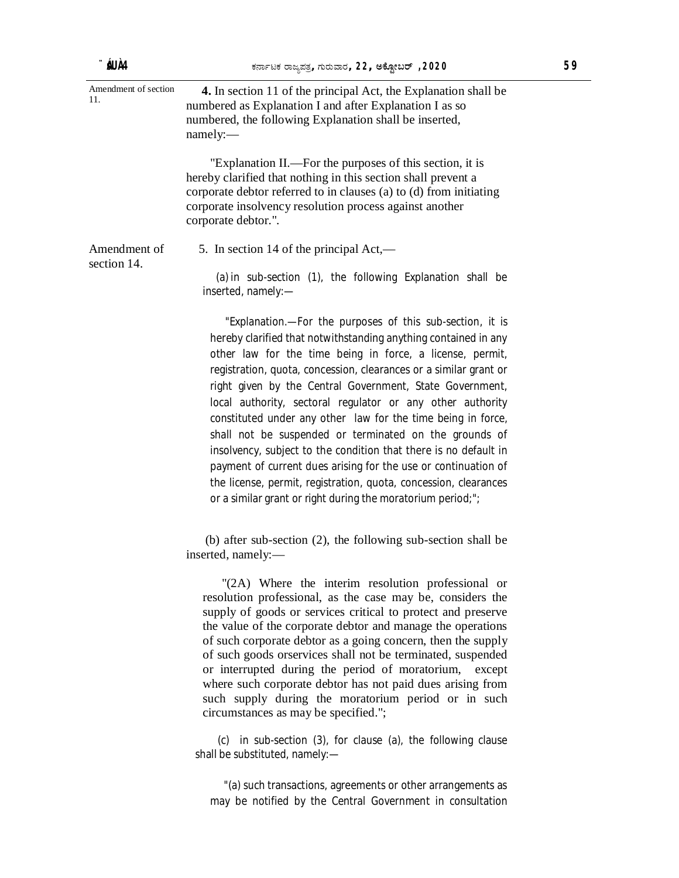Amendment of section 11.

**4.** In section 11 of the principal Act, the Explanation shall be numbered as Explanation I and after Explanation I as so numbered, the following Explanation shall be inserted, namely:—

"Explanation II.—For the purposes of this section, it is hereby clarified that nothing in this section shall prevent a corporate debtor referred to in clauses (a) to (d) from initiating corporate insolvency resolution process against another corporate debtor.".

Amendment of section 14.

5. In section 14 of the principal Act,—

(a) in sub-section (1), the following Explanation shall be inserted, namely:—

"Explanation.—For the purposes of this sub-section, it is hereby clarified that notwithstanding anything contained in any other law for the time being in force, a license, permit, registration, quota, concession, clearances or a similar grant or right given by the Central Government, State Government, local authority, sectoral regulator or any other authority constituted under any other law for the time being in force, shall not be suspended or terminated on the grounds of insolvency, subject to the condition that there is no default in payment of current dues arising for the use or continuation of the license, permit, registration, quota, concession, clearances or a similar grant or right during the moratorium period;";

(b) after sub-section (2), the following sub-section shall be inserted, namely:—

"(2A) Where the interim resolution professional or resolution professional, as the case may be, considers the supply of goods or services critical to protect and preserve the value of the corporate debtor and manage the operations of such corporate debtor as a going concern, then the supply of such goods orservices shall not be terminated, suspended or interrupted during the period of moratorium, except where such corporate debtor has not paid dues arising from such supply during the moratorium period or in such circumstances as may be specified.";

(c) in sub-section (3), for clause (a), the following clause shall be substituted, namely:—

"(a) such transactions, agreements or other arrangements as may be notified by the Central Government in consultation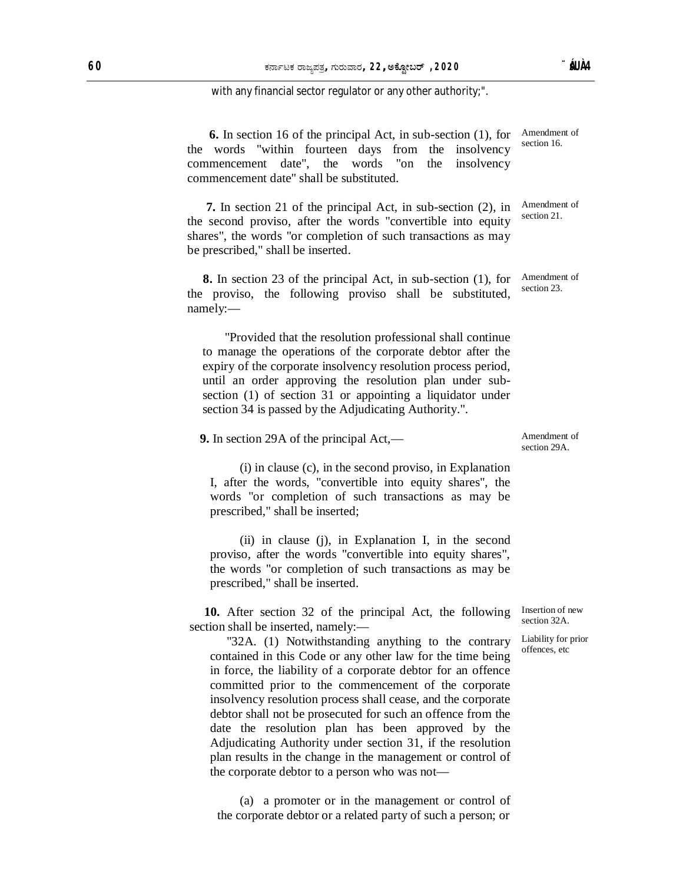with any financial sector regulator or any other authority;".

Amendment of section 16.

**6.** In section 16 of the principal Act, in sub-section (1), for the words "within fourteen days from the insolvency commencement date", the words "on the insolvency commencement date" shall be substituted.

Amendment of section 21.

**7.** In section 21 of the principal Act, in sub-section (2), in the second proviso, after the words "convertible into equity shares", the words "or completion of such transactions as may be prescribed," shall be inserted.

Amendment of section 23.

**8.** In section 23 of the principal Act, in sub-section (1), for the proviso, the following proviso shall be substituted, namely:—

"Provided that the resolution professional shall continue to manage the operations of the corporate debtor after the expiry of the corporate insolvency resolution process period, until an order approving the resolution plan under sub-section (1) of section 31 or appointing a liquidator under section 34 is passed by the Adjudicating Authority.".

Amendment of section 29A.

**9.** In section 29A of the principal Act,—

(i) in clause (c), in the second proviso, in Explanation I, after the words, "convertible into equity shares", the words "or completion of such transactions as may be prescribed," shall be inserted;

(ii) in clause (j), in Explanation I, in the second proviso, after the words "convertible into equity shares", the words "or completion of such transactions as may be prescribed," shall be inserted.

Insertion of new section 32A.

**10.** After section 32 of the principal Act, the following section shall be inserted, namely:—

Liability for prior offences, etc

"32A. (1) Notwithstanding anything to the contrary contained in this Code or any other law for the time being in force, the liability of a corporate debtor for an offence committed prior to the commencement of the corporate insolvency resolution process shall cease, and the corporate debtor shall not be prosecuted for such an offence from the date the resolution plan has been approved by the Adjudicating Authority under section 31, if the resolution plan results in the change in the management or control of the corporate debtor to a person who was not—

(a) a promoter or in the management or control of the corporate debtor or a related party of such a person; or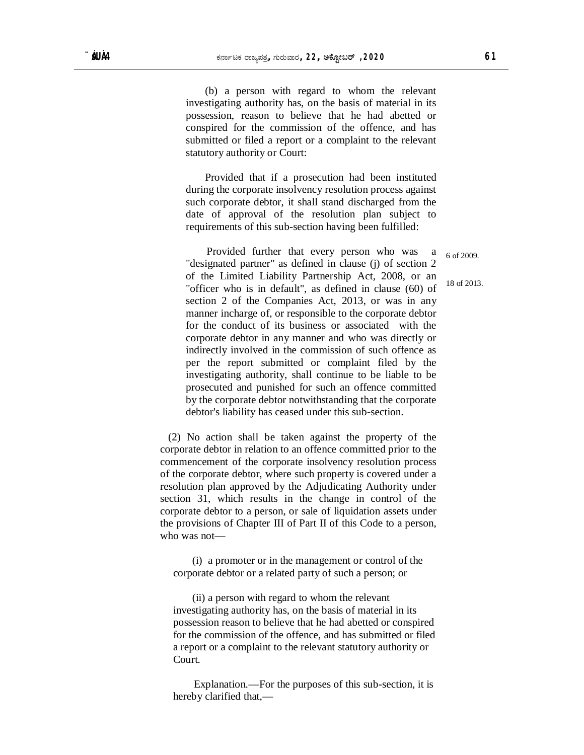(b) a person with regard to whom the relevant investigating authority has, on the basis of material in its possession, reason to believe that he had abetted or conspired for the commission of the offence, and has submitted or filed a report or a complaint to the relevant statutory authority or Court:

Provided that if a prosecution had been instituted during the corporate insolvency resolution process against such corporate debtor, it shall stand discharged from the date of approval of the resolution plan subject to requirements of this sub-section having been fulfilled:

Provided further that every person who was a "designated partner" as defined in clause (j) of section 2 of the Limited Liability Partnership Act, 2008, or an "officer who is in default", as defined in clause (60) of section 2 of the Companies Act, 2013, or was in any manner incharge of, or responsible to the corporate debtor for the conduct of its business or associated with the corporate debtor in any manner and who was directly or indirectly involved in the commission of such offence as per the report submitted or complaint filed by the investigating authority, shall continue to be liable to be prosecuted and punished for such an offence committed by the corporate debtor notwithstanding that the corporate debtor's liability has ceased under this sub-section.

6 of 2009.

18 of 2013.

(2) No action shall be taken against the property of the corporate debtor in relation to an offence committed prior to the commencement of the corporate insolvency resolution process of the corporate debtor, where such property is covered under a resolution plan approved by the Adjudicating Authority under section 31, which results in the change in control of the corporate debtor to a person, or sale of liquidation assets under the provisions of Chapter III of Part II of this Code to a person, who was not—

(i) a promoter or in the management or control of the corporate debtor or a related party of such a person; or

(ii) a person with regard to whom the relevant investigating authority has, on the basis of material in its possession reason to believe that he had abetted or conspired for the commission of the offence, and has submitted or filed a report or a complaint to the relevant statutory authority or Court.

Explanation.—For the purposes of this sub-section, it is hereby clarified that,—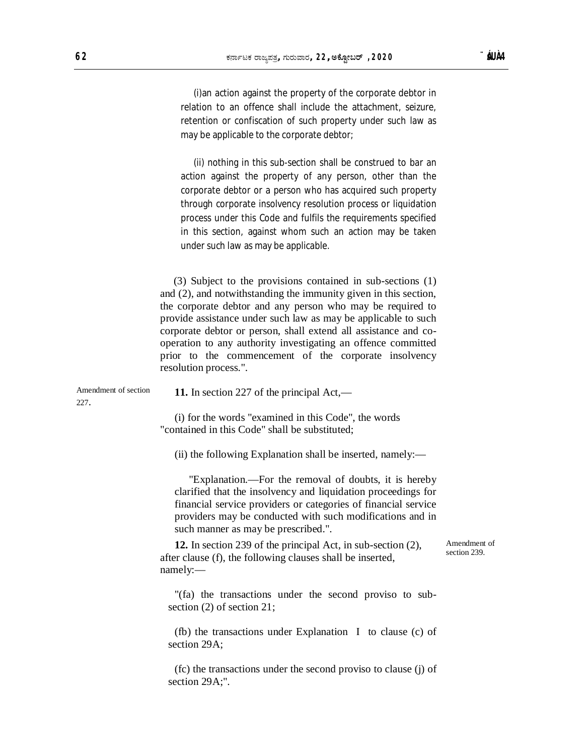(i)an action against the property of the corporate debtor in relation to an offence shall include the attachment, seizure, retention or confiscation of such property under such law as may be applicable to the corporate debtor;

(ii) nothing in this sub-section shall be construed to bar an action against the property of any person, other than the corporate debtor or a person who has acquired such property through corporate insolvency resolution process or liquidation process under this Code and fulfils the requirements specified in this section, against whom such an action may be taken under such law as may be applicable.

(3) Subject to the provisions contained in sub-sections (1) and (2), and notwithstanding the immunity given in this section, the corporate debtor and any person who may be required to provide assistance under such law as may be applicable to such corporate debtor or person, shall extend all assistance and co-operation to any authority investigating an offence committed prior to the commencement of the corporate insolvency resolution process.".

Amendment of section 227.

**11.** In section 227 of the principal Act,—

(i) for the words "examined in this Code", the words "contained in this Code" shall be substituted;

(ii) the following Explanation shall be inserted, namely:—

"Explanation.—For the removal of doubts, it is hereby clarified that the insolvency and liquidation proceedings for financial service providers or categories of financial service providers may be conducted with such modifications and in such manner as may be prescribed.".

Amendment of section 239.

**12.** In section 239 of the principal Act, in sub-section (2), after clause (f), the following clauses shall be inserted, namely:—

"(fa) the transactions under the second proviso to sub-section (2) of section 21;

(fb) the transactions under Explanation I to clause (c) of section 29A;

(fc) the transactions under the second proviso to clause (j) of section 29A;".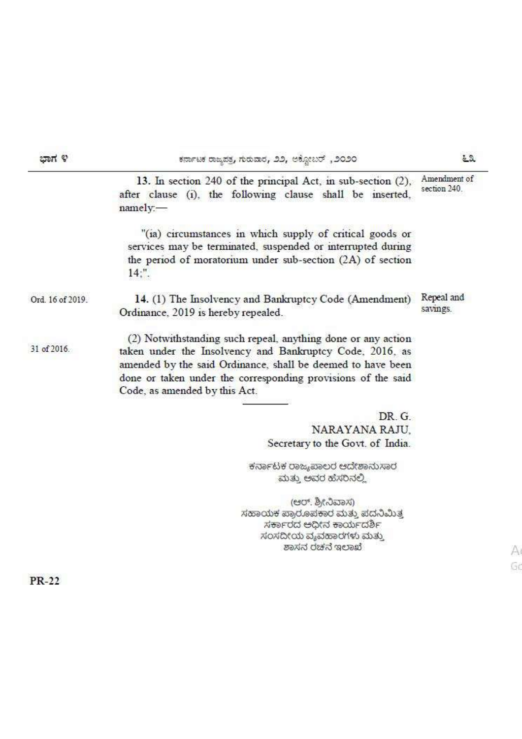13. In section 240 of the principal Act, in sub-section (2), after clause (i), the following clause shall be inserted, namely:— *Amendment of section 240.*

"(ia) circumstances in which supply of critical goods or services may be terminated, suspended or interrupted during the period of moratorium under sub-section (2A) of section 14;".

Ord. 16 of 2019.

**14.** (1) The Insolvency and Bankruptcy Code (Amendment) Ordinance, 2019 is hereby repealed. *Repeal and savings.*

31 of 2016.

(2) Notwithstanding such repeal, anything done or any action taken under the Insolvency and Bankruptcy Code, 2016, as amended by the said Ordinance, shall be deemed to have been done or taken under the corresponding provisions of the said Code, as amended by this Act.

---

DR. G. NARAYANA RAJU,
Secretary to the Govt. of India.

ಕರ್ನಾಟಕ ರಾಜ್ಯಪಾಲರ ಆದೇಶಾನುಸಾರ
ಮತ್ತು ಅವರ ಹೆಸರಿನಲ್ಲಿ

(ಆರ್. ಶ್ರೀನಿವಾಸ)
ಸಹಾಯಕ ಪ್ರಾರೂಪಕಾರ ಮತ್ತು ಪದನಿಮಿತ್ತ
ಸರ್ಕಾರದ ಅಧೀನ ಕಾರ್ಯದರ್ಶಿ
ಸಂಸದೀಯ ವ್ಯವಹಾರಗಳು ಮತ್ತು
ಶಾಸನ ರಚನೆ ಇಲಾಖೆ

PR-22